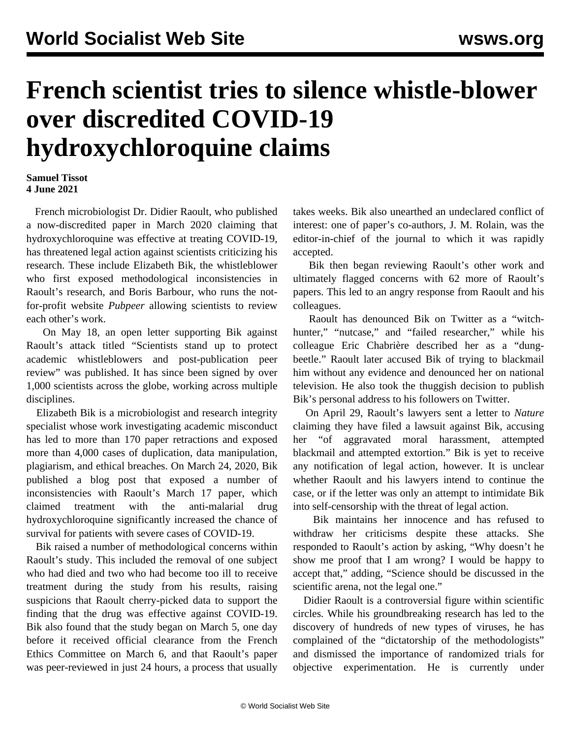# French scientist tries to silence whistle-blower over discredited COVID-19 hydroxychloroquine claims

**Samuel Tissot**
**4 June 2021**

French microbiologist Dr. Didier Raoult, who published a now-discredited paper in March 2020 claiming that hydroxychloroquine was effective at treating COVID-19, has threatened legal action against scientists criticizing his research. These include Elizabeth Bik, the whistleblower who first exposed methodological inconsistencies in Raoult's research, and Boris Barbour, who runs the not-for-profit website *Pubpeer* allowing scientists to review each other's work.

On May 18, an open letter supporting Bik against Raoult's attack titled "Scientists stand up to protect academic whistleblowers and post-publication peer review" was published. It has since been signed by over 1,000 scientists across the globe, working across multiple disciplines.

Elizabeth Bik is a microbiologist and research integrity specialist whose work investigating academic misconduct has led to more than 170 paper retractions and exposed more than 4,000 cases of duplication, data manipulation, plagiarism, and ethical breaches. On March 24, 2020, Bik published a blog post that exposed a number of inconsistencies with Raoult's March 17 paper, which claimed treatment with the anti-malarial drug hydroxychloroquine significantly increased the chance of survival for patients with severe cases of COVID-19.

Bik raised a number of methodological concerns within Raoult's study. This included the removal of one subject who had died and two who had become too ill to receive treatment during the study from his results, raising suspicions that Raoult cherry-picked data to support the finding that the drug was effective against COVID-19. Bik also found that the study began on March 5, one day before it received official clearance from the French Ethics Committee on March 6, and that Raoult's paper was peer-reviewed in just 24 hours, a process that usually takes weeks. Bik also unearthed an undeclared conflict of interest: one of paper's co-authors, J. M. Rolain, was the editor-in-chief of the journal to which it was rapidly accepted.

Bik then began reviewing Raoult's other work and ultimately flagged concerns with 62 more of Raoult's papers. This led to an angry response from Raoult and his colleagues.

Raoult has denounced Bik on Twitter as a "witch-hunter," "nutcase," and "failed researcher," while his colleague Eric Chabrière described her as a "dung-beetle." Raoult later accused Bik of trying to blackmail him without any evidence and denounced her on national television. He also took the thuggish decision to publish Bik's personal address to his followers on Twitter.

On April 29, Raoult's lawyers sent a letter to *Nature* claiming they have filed a lawsuit against Bik, accusing her "of aggravated moral harassment, attempted blackmail and attempted extortion." Bik is yet to receive any notification of legal action, however. It is unclear whether Raoult and his lawyers intend to continue the case, or if the letter was only an attempt to intimidate Bik into self-censorship with the threat of legal action.

Bik maintains her innocence and has refused to withdraw her criticisms despite these attacks. She responded to Raoult's action by asking, "Why doesn't he show me proof that I am wrong? I would be happy to accept that," adding, "Science should be discussed in the scientific arena, not the legal one."

Didier Raoult is a controversial figure within scientific circles. While his groundbreaking research has led to the discovery of hundreds of new types of viruses, he has complained of the "dictatorship of the methodologists" and dismissed the importance of randomized trials for objective experimentation. He is currently under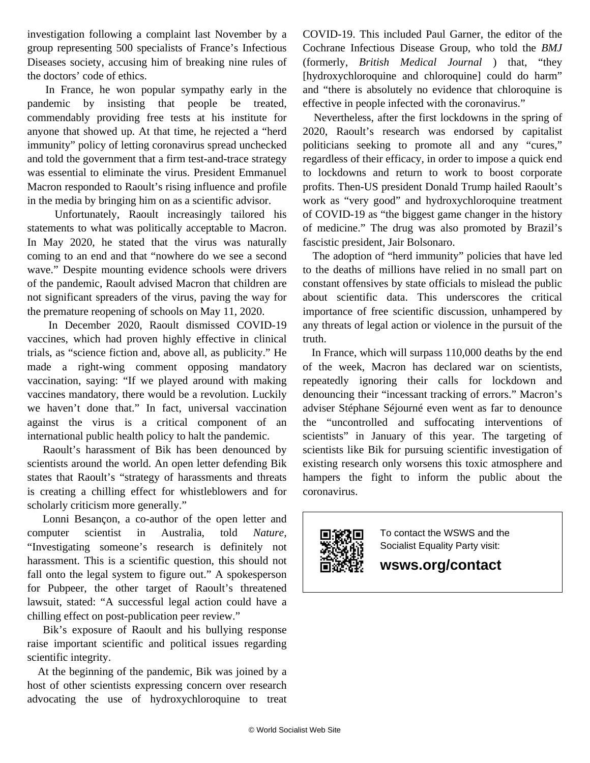investigation following a complaint last November by a group representing 500 specialists of France's Infectious Diseases society, accusing him of breaking nine rules of the doctors' code of ethics.

In France, he won popular sympathy early in the pandemic by insisting that people be treated, commendably providing free tests at his institute for anyone that showed up. At that time, he rejected a "herd immunity" policy of letting coronavirus spread unchecked and told the government that a firm test-and-trace strategy was essential to eliminate the virus. President Emmanuel Macron responded to Raoult's rising influence and profile in the media by bringing him on as a scientific advisor.

Unfortunately, Raoult increasingly tailored his statements to what was politically acceptable to Macron. In May 2020, he stated that the virus was naturally coming to an end and that "nowhere do we see a second wave." Despite mounting evidence schools were drivers of the pandemic, Raoult advised Macron that children are not significant spreaders of the virus, paving the way for the premature reopening of schools on May 11, 2020.

In December 2020, Raoult dismissed COVID-19 vaccines, which had proven highly effective in clinical trials, as "science fiction and, above all, as publicity." He made a right-wing comment opposing mandatory vaccination, saying: "If we played around with making vaccines mandatory, there would be a revolution. Luckily we haven't done that." In fact, universal vaccination against the virus is a critical component of an international public health policy to halt the pandemic.

Raoult's harassment of Bik has been denounced by scientists around the world. An open letter defending Bik states that Raoult's "strategy of harassments and threats is creating a chilling effect for whistleblowers and for scholarly criticism more generally."

Lonni Besançon, a co-author of the open letter and computer scientist in Australia, told *Nature*, "Investigating someone's research is definitely not harassment. This is a scientific question, this should not fall onto the legal system to figure out." A spokesperson for Pubpeer, the other target of Raoult's threatened lawsuit, stated: "A successful legal action could have a chilling effect on post-publication peer review."

Bik's exposure of Raoult and his bullying response raise important scientific and political issues regarding scientific integrity.

At the beginning of the pandemic, Bik was joined by a host of other scientists expressing concern over research advocating the use of hydroxychloroquine to treat COVID-19. This included Paul Garner, the editor of the Cochrane Infectious Disease Group, who told the *BMJ* (formerly, *British Medical Journal* ) that, "they [hydroxychloroquine and chloroquine] could do harm" and "there is absolutely no evidence that chloroquine is effective in people infected with the coronavirus."

Nevertheless, after the first lockdowns in the spring of 2020, Raoult's research was endorsed by capitalist politicians seeking to promote all and any "cures," regardless of their efficacy, in order to impose a quick end to lockdowns and return to work to boost corporate profits. Then-US president Donald Trump hailed Raoult's work as "very good" and hydroxychloroquine treatment of COVID-19 as "the biggest game changer in the history of medicine." The drug was also promoted by Brazil's fascistic president, Jair Bolsonaro.

The adoption of "herd immunity" policies that have led to the deaths of millions have relied in no small part on constant offensives by state officials to mislead the public about scientific data. This underscores the critical importance of free scientific discussion, unhampered by any threats of legal action or violence in the pursuit of the truth.

In France, which will surpass 110,000 deaths by the end of the week, Macron has declared war on scientists, repeatedly ignoring their calls for lockdown and denouncing their "incessant tracking of errors." Macron's adviser Stéphane Séjourné even went as far to denounce the "uncontrolled and suffocating interventions of scientists" in January of this year. The targeting of scientists like Bik for pursuing scientific investigation of existing research only worsens this toxic atmosphere and hampers the fight to inform the public about the coronavirus.

To contact the WSWS and the Socialist Equality Party visit:

**wsws.org/contact**